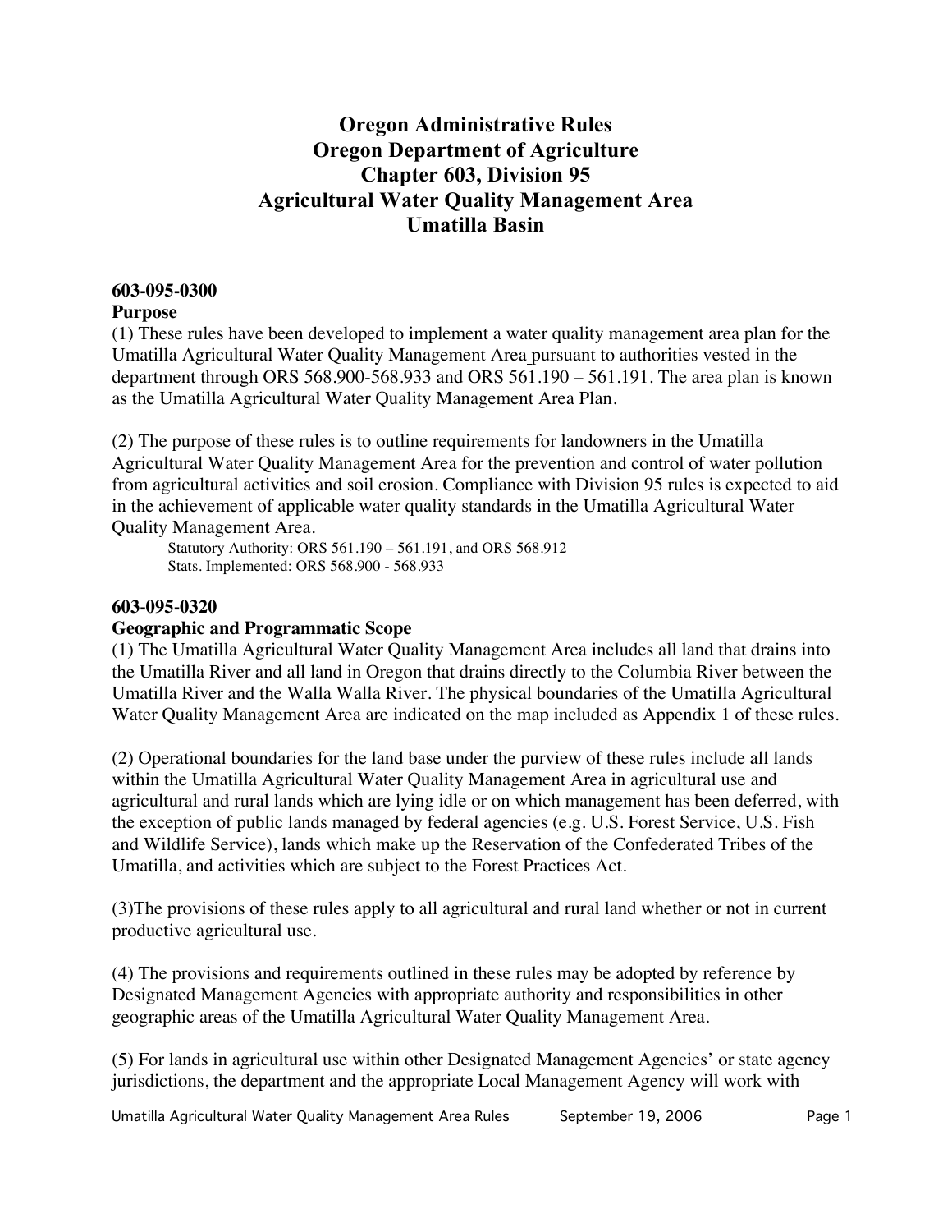# Oregon Administrative Rules
# Oregon Department of Agriculture
# Chapter 603, Division 95
# Agricultural Water Quality Management Area
# Umatilla Basin

**603-095-0300**
**Purpose**

(1) These rules have been developed to implement a water quality management area plan for the Umatilla Agricultural Water Quality Management Area pursuant to authorities vested in the department through ORS 568.900-568.933 and ORS 561.190 – 561.191. The area plan is known as the Umatilla Agricultural Water Quality Management Area Plan.

(2) The purpose of these rules is to outline requirements for landowners in the Umatilla Agricultural Water Quality Management Area for the prevention and control of water pollution from agricultural activities and soil erosion. Compliance with Division 95 rules is expected to aid in the achievement of applicable water quality standards in the Umatilla Agricultural Water Quality Management Area.

Statutory Authority: ORS 561.190 – 561.191, and ORS 568.912
Stats. Implemented: ORS 568.900 - 568.933

**603-095-0320**
**Geographic and Programmatic Scope**

(1) The Umatilla Agricultural Water Quality Management Area includes all land that drains into the Umatilla River and all land in Oregon that drains directly to the Columbia River between the Umatilla River and the Walla Walla River. The physical boundaries of the Umatilla Agricultural Water Quality Management Area are indicated on the map included as Appendix 1 of these rules.

(2) Operational boundaries for the land base under the purview of these rules include all lands within the Umatilla Agricultural Water Quality Management Area in agricultural use and agricultural and rural lands which are lying idle or on which management has been deferred, with the exception of public lands managed by federal agencies (e.g. U.S. Forest Service, U.S. Fish and Wildlife Service), lands which make up the Reservation of the Confederated Tribes of the Umatilla, and activities which are subject to the Forest Practices Act.

(3)The provisions of these rules apply to all agricultural and rural land whether or not in current productive agricultural use.

(4) The provisions and requirements outlined in these rules may be adopted by reference by Designated Management Agencies with appropriate authority and responsibilities in other geographic areas of the Umatilla Agricultural Water Quality Management Area.

(5) For lands in agricultural use within other Designated Management Agencies' or state agency jurisdictions, the department and the appropriate Local Management Agency will work with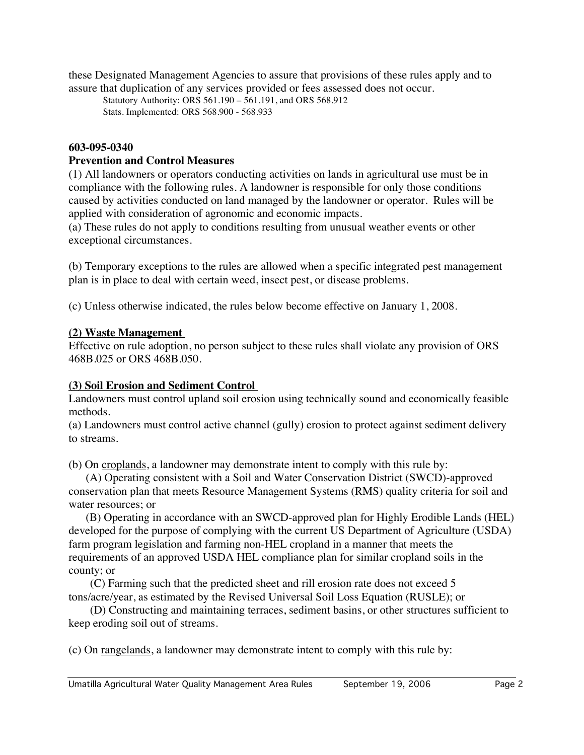these Designated Management Agencies to assure that provisions of these rules apply and to assure that duplication of any services provided or fees assessed does not occur.

Statutory Authority: ORS 561.190 – 561.191, and ORS 568.912
Stats. Implemented: ORS 568.900 - 568.933

**603-095-0340**
**Prevention and Control Measures**

(1) All landowners or operators conducting activities on lands in agricultural use must be in compliance with the following rules. A landowner is responsible for only those conditions caused by activities conducted on land managed by the landowner or operator. Rules will be applied with consideration of agronomic and economic impacts.

(a) These rules do not apply to conditions resulting from unusual weather events or other exceptional circumstances.

(b) Temporary exceptions to the rules are allowed when a specific integrated pest management plan is in place to deal with certain weed, insect pest, or disease problems.

(c) Unless otherwise indicated, the rules below become effective on January 1, 2008.

**(2) Waste Management**

Effective on rule adoption, no person subject to these rules shall violate any provision of ORS 468B.025 or ORS 468B.050.

**(3) Soil Erosion and Sediment Control**

Landowners must control upland soil erosion using technically sound and economically feasible methods.

(a) Landowners must control active channel (gully) erosion to protect against sediment delivery to streams.

(b) On croplands, a landowner may demonstrate intent to comply with this rule by:

(A) Operating consistent with a Soil and Water Conservation District (SWCD)-approved conservation plan that meets Resource Management Systems (RMS) quality criteria for soil and water resources; or

(B) Operating in accordance with an SWCD-approved plan for Highly Erodible Lands (HEL) developed for the purpose of complying with the current US Department of Agriculture (USDA) farm program legislation and farming non-HEL cropland in a manner that meets the requirements of an approved USDA HEL compliance plan for similar cropland soils in the county; or

(C) Farming such that the predicted sheet and rill erosion rate does not exceed 5 tons/acre/year, as estimated by the Revised Universal Soil Loss Equation (RUSLE); or

(D) Constructing and maintaining terraces, sediment basins, or other structures sufficient to keep eroding soil out of streams.

(c) On rangelands, a landowner may demonstrate intent to comply with this rule by: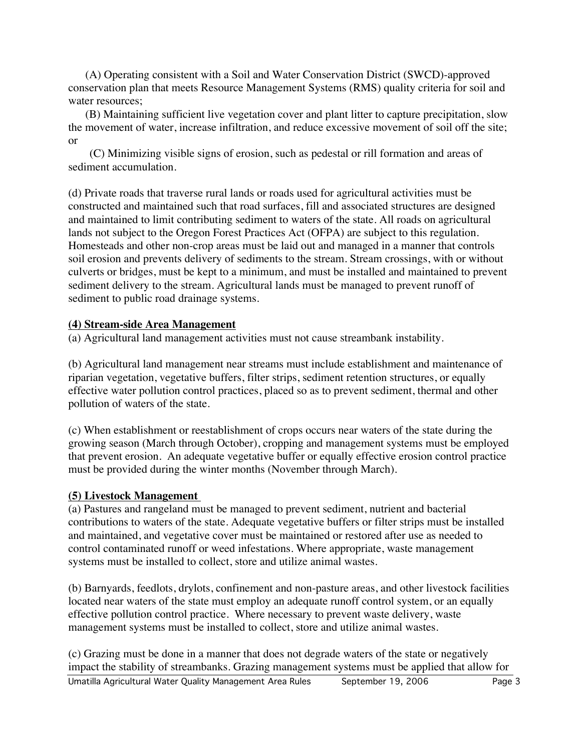(A) Operating consistent with a Soil and Water Conservation District (SWCD)-approved conservation plan that meets Resource Management Systems (RMS) quality criteria for soil and water resources;

(B) Maintaining sufficient live vegetation cover and plant litter to capture precipitation, slow the movement of water, increase infiltration, and reduce excessive movement of soil off the site; or

(C) Minimizing visible signs of erosion, such as pedestal or rill formation and areas of sediment accumulation.

(d) Private roads that traverse rural lands or roads used for agricultural activities must be constructed and maintained such that road surfaces, fill and associated structures are designed and maintained to limit contributing sediment to waters of the state. All roads on agricultural lands not subject to the Oregon Forest Practices Act (OFPA) are subject to this regulation. Homesteads and other non-crop areas must be laid out and managed in a manner that controls soil erosion and prevents delivery of sediments to the stream. Stream crossings, with or without culverts or bridges, must be kept to a minimum, and must be installed and maintained to prevent sediment delivery to the stream. Agricultural lands must be managed to prevent runoff of sediment to public road drainage systems.

**(4) Stream-side Area Management**

(a) Agricultural land management activities must not cause streambank instability.

(b) Agricultural land management near streams must include establishment and maintenance of riparian vegetation, vegetative buffers, filter strips, sediment retention structures, or equally effective water pollution control practices, placed so as to prevent sediment, thermal and other pollution of waters of the state.

(c) When establishment or reestablishment of crops occurs near waters of the state during the growing season (March through October), cropping and management systems must be employed that prevent erosion. An adequate vegetative buffer or equally effective erosion control practice must be provided during the winter months (November through March).

**(5) Livestock Management**

(a) Pastures and rangeland must be managed to prevent sediment, nutrient and bacterial contributions to waters of the state. Adequate vegetative buffers or filter strips must be installed and maintained, and vegetative cover must be maintained or restored after use as needed to control contaminated runoff or weed infestations. Where appropriate, waste management systems must be installed to collect, store and utilize animal wastes.

(b) Barnyards, feedlots, drylots, confinement and non-pasture areas, and other livestock facilities located near waters of the state must employ an adequate runoff control system, or an equally effective pollution control practice. Where necessary to prevent waste delivery, waste management systems must be installed to collect, store and utilize animal wastes.

(c) Grazing must be done in a manner that does not degrade waters of the state or negatively impact the stability of streambanks. Grazing management systems must be applied that allow for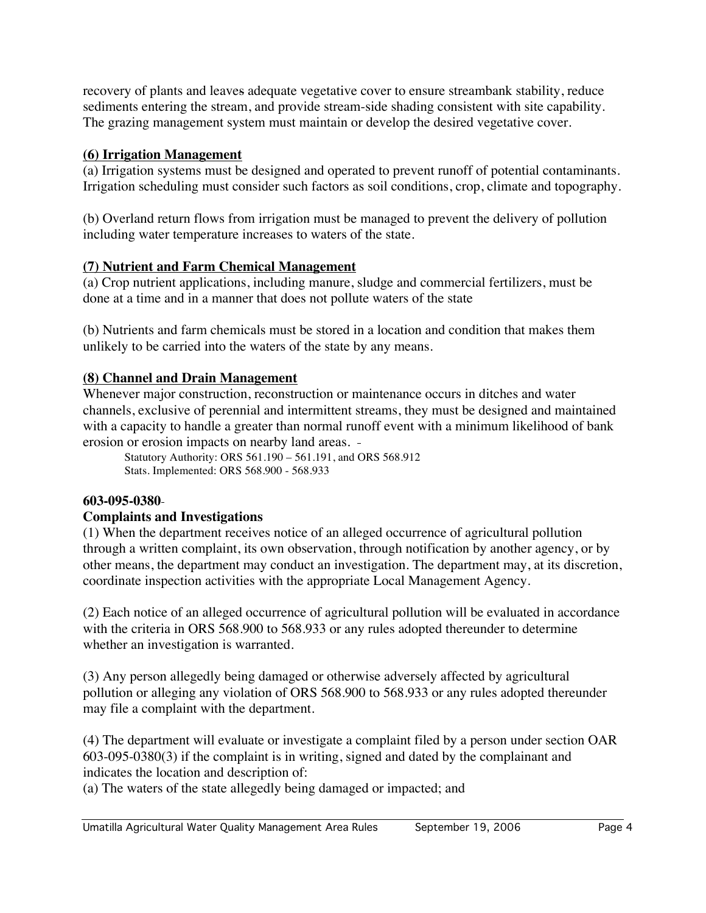recovery of plants and leaves adequate vegetative cover to ensure streambank stability, reduce sediments entering the stream, and provide stream-side shading consistent with site capability. The grazing management system must maintain or develop the desired vegetative cover.

**(6) Irrigation Management**

(a) Irrigation systems must be designed and operated to prevent runoff of potential contaminants. Irrigation scheduling must consider such factors as soil conditions, crop, climate and topography.

(b) Overland return flows from irrigation must be managed to prevent the delivery of pollution including water temperature increases to waters of the state.

**(7) Nutrient and Farm Chemical Management**

(a) Crop nutrient applications, including manure, sludge and commercial fertilizers, must be done at a time and in a manner that does not pollute waters of the state

(b) Nutrients and farm chemicals must be stored in a location and condition that makes them unlikely to be carried into the waters of the state by any means.

**(8) Channel and Drain Management**

Whenever major construction, reconstruction or maintenance occurs in ditches and water channels, exclusive of perennial and intermittent streams, they must be designed and maintained with a capacity to handle a greater than normal runoff event with a minimum likelihood of bank erosion or erosion impacts on nearby land areas.

Statutory Authority: ORS 561.190 – 561.191, and ORS 568.912
Stats. Implemented: ORS 568.900 - 568.933

**603-095-0380**

**Complaints and Investigations**

(1) When the department receives notice of an alleged occurrence of agricultural pollution through a written complaint, its own observation, through notification by another agency, or by other means, the department may conduct an investigation. The department may, at its discretion, coordinate inspection activities with the appropriate Local Management Agency.

(2) Each notice of an alleged occurrence of agricultural pollution will be evaluated in accordance with the criteria in ORS 568.900 to 568.933 or any rules adopted thereunder to determine whether an investigation is warranted.

(3) Any person allegedly being damaged or otherwise adversely affected by agricultural pollution or alleging any violation of ORS 568.900 to 568.933 or any rules adopted thereunder may file a complaint with the department.

(4) The department will evaluate or investigate a complaint filed by a person under section OAR 603-095-0380(3) if the complaint is in writing, signed and dated by the complainant and indicates the location and description of:

(a) The waters of the state allegedly being damaged or impacted; and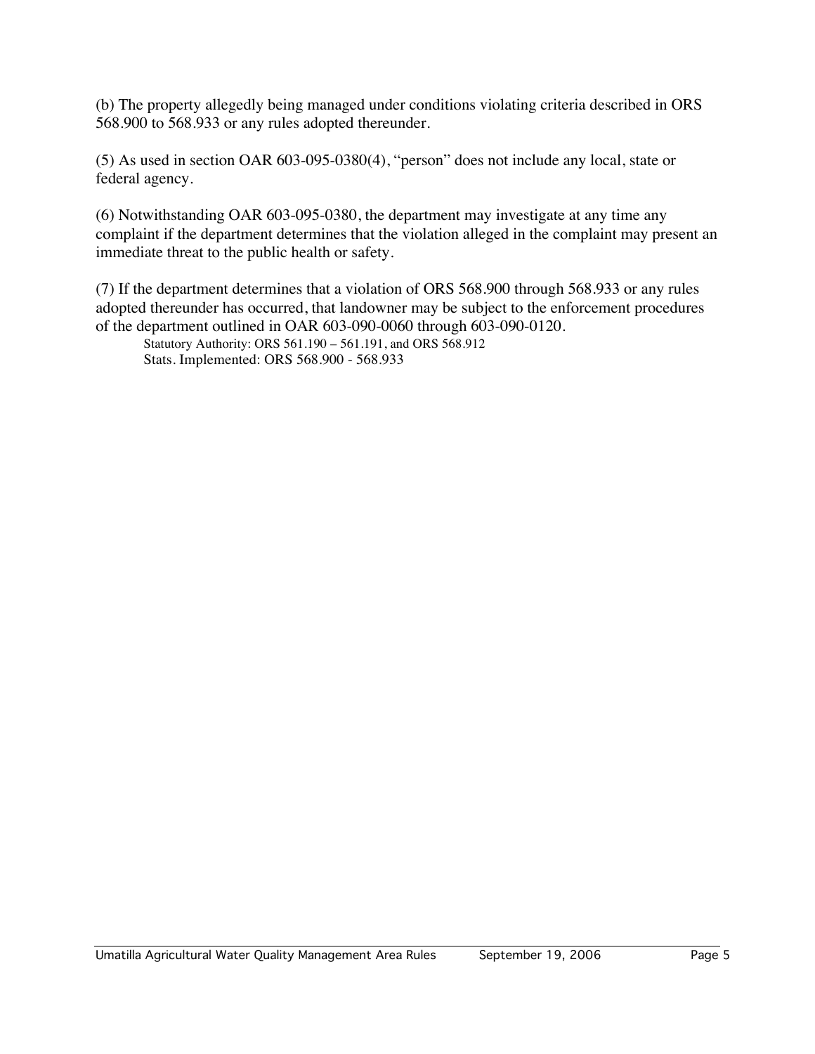(b) The property allegedly being managed under conditions violating criteria described in ORS 568.900 to 568.933 or any rules adopted thereunder.

(5) As used in section OAR 603-095-0380(4), "person" does not include any local, state or federal agency.

(6) Notwithstanding OAR 603-095-0380, the department may investigate at any time any complaint if the department determines that the violation alleged in the complaint may present an immediate threat to the public health or safety.

(7) If the department determines that a violation of ORS 568.900 through 568.933 or any rules adopted thereunder has occurred, that landowner may be subject to the enforcement procedures of the department outlined in OAR 603-090-0060 through 603-090-0120.

Statutory Authority: ORS 561.190 – 561.191, and ORS 568.912
Stats. Implemented: ORS 568.900 - 568.933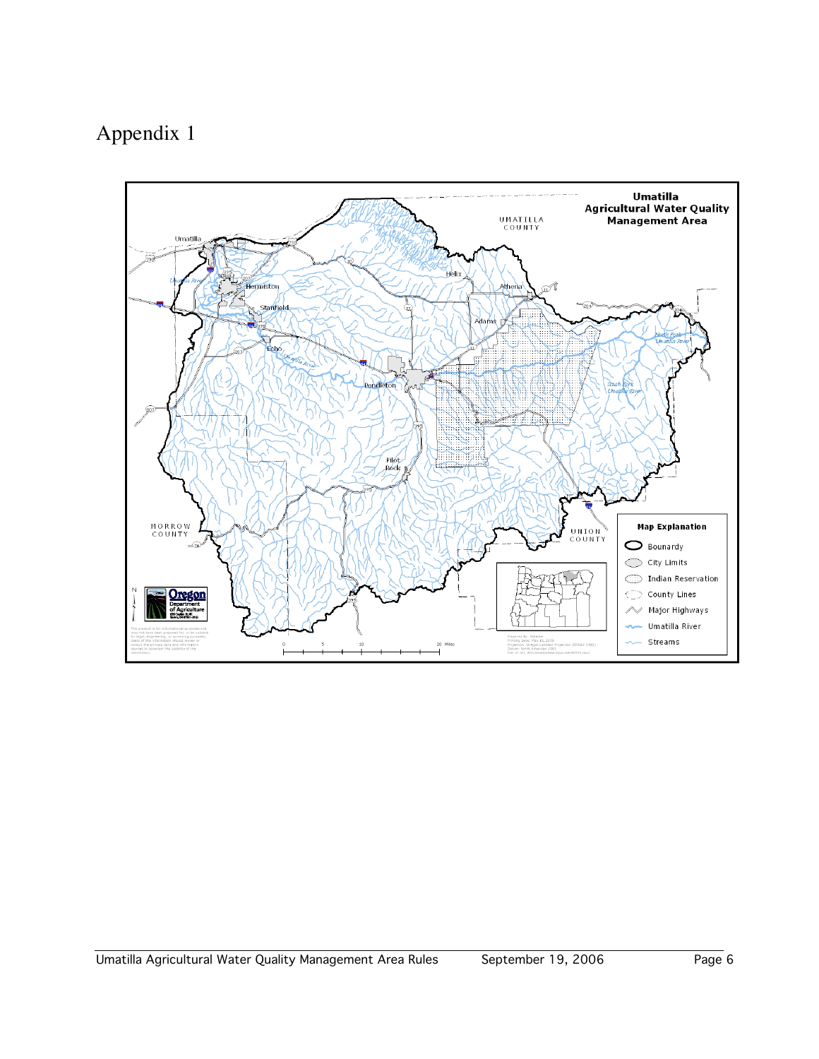# Appendix 1

Umatilla Agricultural Water Quality Management Area

UMATILLA COUNTY

MORROW COUNTY

UNION COUNTY

Umatilla

Hermiston

Stanfield

Echo

Pendleton

Pilot Rock

Helix

Athena

Adams

Umatilla River

North Fork Umatilla River

South Fork Umatilla River

Map Explanation

Bounardy

City Limits

Indian Reservation

County Lines

Major Highways

Umatilla River

Streams

0 5 10 20 Miles

Oregon Department of Agriculture